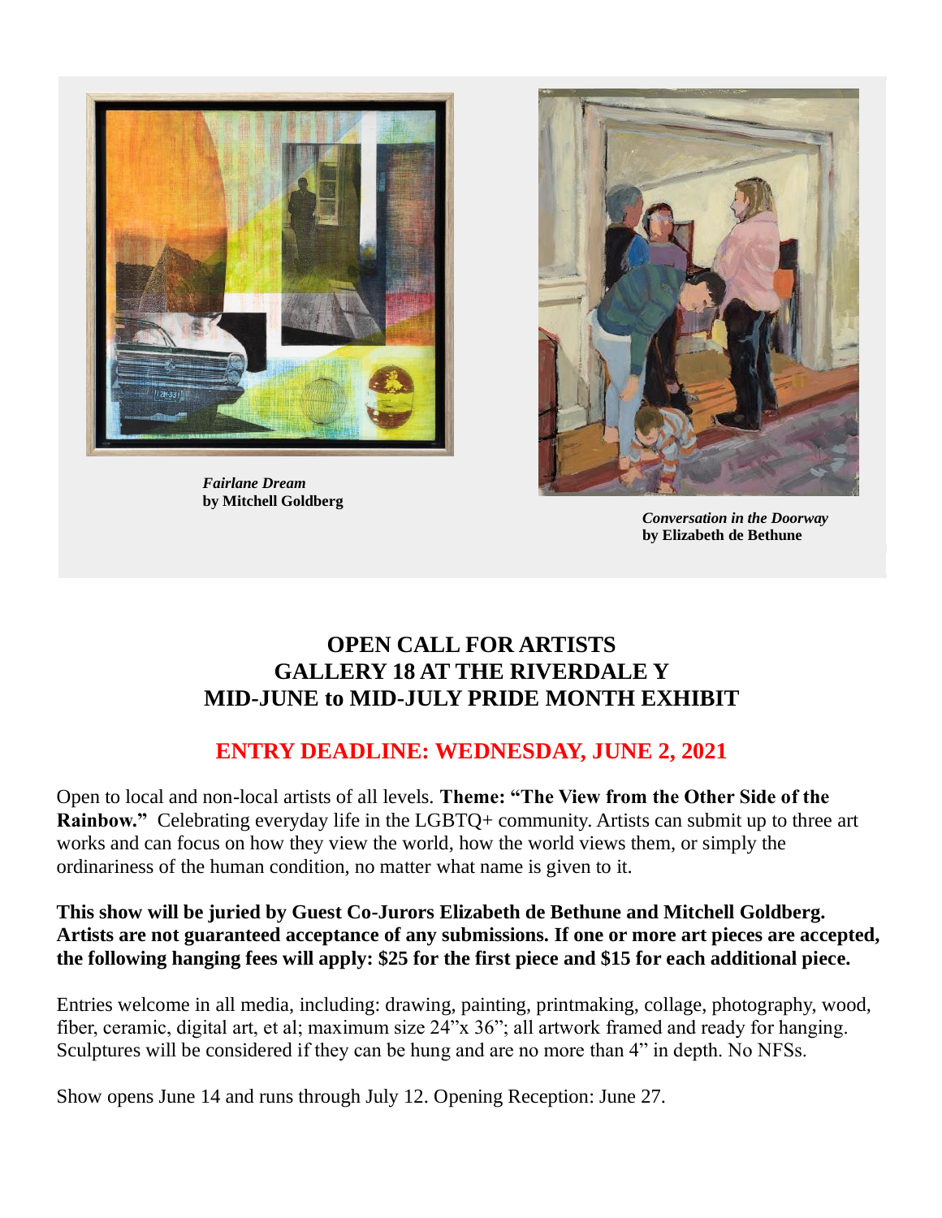***Fairlane Dream***
**by Mitchell Goldberg**

***Conversation in the Doorway***
**by Elizabeth de Bethune**

# OPEN CALL FOR ARTISTS
# GALLERY 18 AT THE RIVERDALE Y
# MID-JUNE to MID-JULY PRIDE MONTH EXHIBIT

## ENTRY DEADLINE: WEDNESDAY, JUNE 2, 2021

Open to local and non-local artists of all levels. **Theme: "The View from the Other Side of the Rainbow."** Celebrating everyday life in the LGBTQ+ community. Artists can submit up to three art works and can focus on how they view the world, how the world views them, or simply the ordinariness of the human condition, no matter what name is given to it.

**This show will be juried by Guest Co-Jurors Elizabeth de Bethune and Mitchell Goldberg. Artists are not guaranteed acceptance of any submissions. If one or more art pieces are accepted, the following hanging fees will apply: $25 for the first piece and $15 for each additional piece.**

Entries welcome in all media, including: drawing, painting, printmaking, collage, photography, wood, fiber, ceramic, digital art, et al; maximum size 24"x 36"; all artwork framed and ready for hanging. Sculptures will be considered if they can be hung and are no more than 4" in depth. No NFSs.

Show opens June 14 and runs through July 12. Opening Reception: June 27.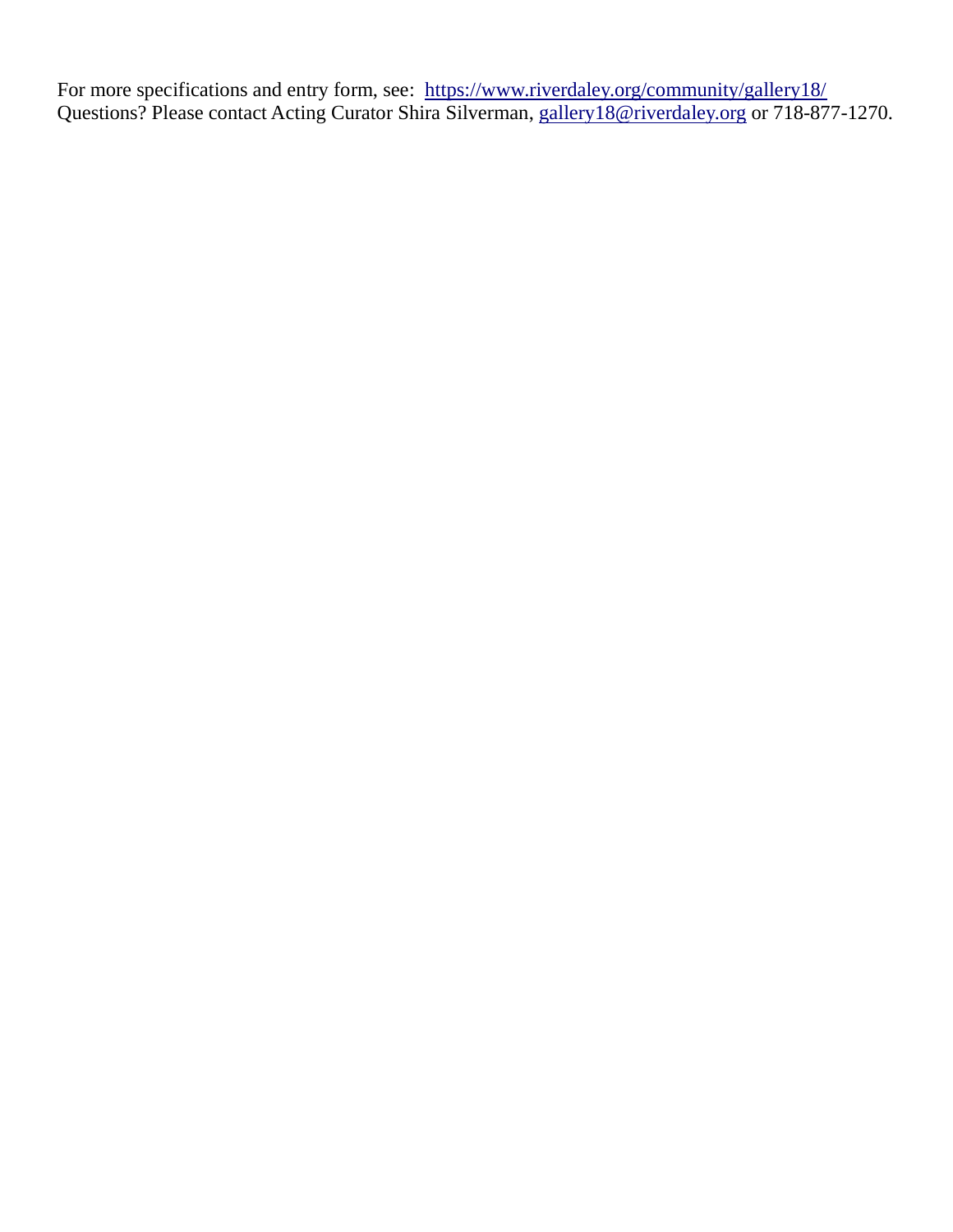For more specifications and entry form, see: [https://www.riverdaley.org/community/gallery18/](https://www.riverdaley.org/community/gallery18/)
Questions? Please contact Acting Curator Shira Silverman, [gallery18@riverdaley.org](mailto:gallery18@riverdaley.org) or 718-877-1270.